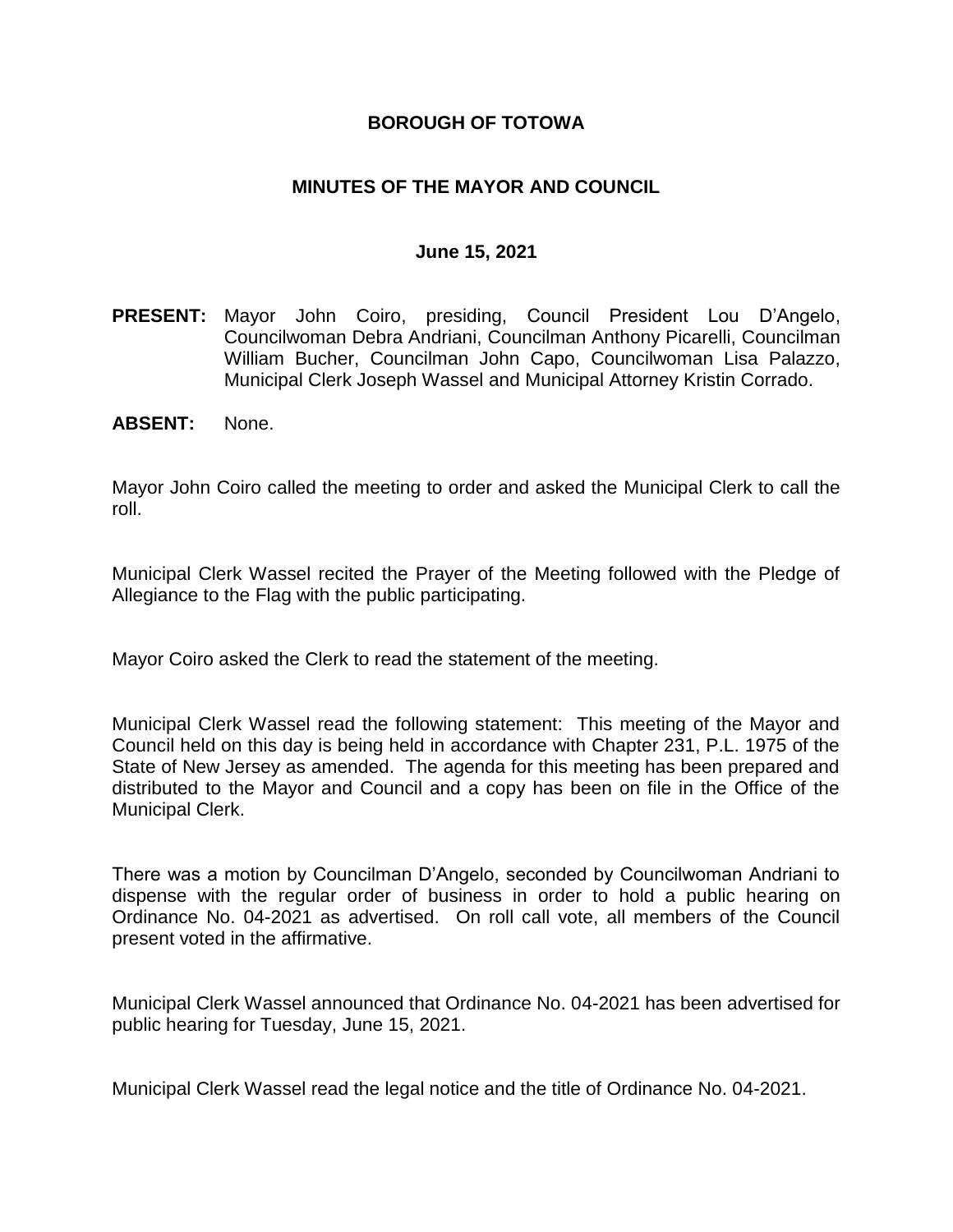# BOROUGH OF TOTOWA

## MINUTES OF THE MAYOR AND COUNCIL

### June 15, 2021

**PRESENT:** Mayor John Coiro, presiding, Council President Lou D'Angelo, Councilwoman Debra Andriani, Councilman Anthony Picarelli, Councilman William Bucher, Councilman John Capo, Councilwoman Lisa Palazzo, Municipal Clerk Joseph Wassel and Municipal Attorney Kristin Corrado.

**ABSENT:** None.

Mayor John Coiro called the meeting to order and asked the Municipal Clerk to call the roll.

Municipal Clerk Wassel recited the Prayer of the Meeting followed with the Pledge of Allegiance to the Flag with the public participating.

Mayor Coiro asked the Clerk to read the statement of the meeting.

Municipal Clerk Wassel read the following statement: This meeting of the Mayor and Council held on this day is being held in accordance with Chapter 231, P.L. 1975 of the State of New Jersey as amended. The agenda for this meeting has been prepared and distributed to the Mayor and Council and a copy has been on file in the Office of the Municipal Clerk.

There was a motion by Councilman D'Angelo, seconded by Councilwoman Andriani to dispense with the regular order of business in order to hold a public hearing on Ordinance No. 04-2021 as advertised. On roll call vote, all members of the Council present voted in the affirmative.

Municipal Clerk Wassel announced that Ordinance No. 04-2021 has been advertised for public hearing for Tuesday, June 15, 2021.

Municipal Clerk Wassel read the legal notice and the title of Ordinance No. 04-2021.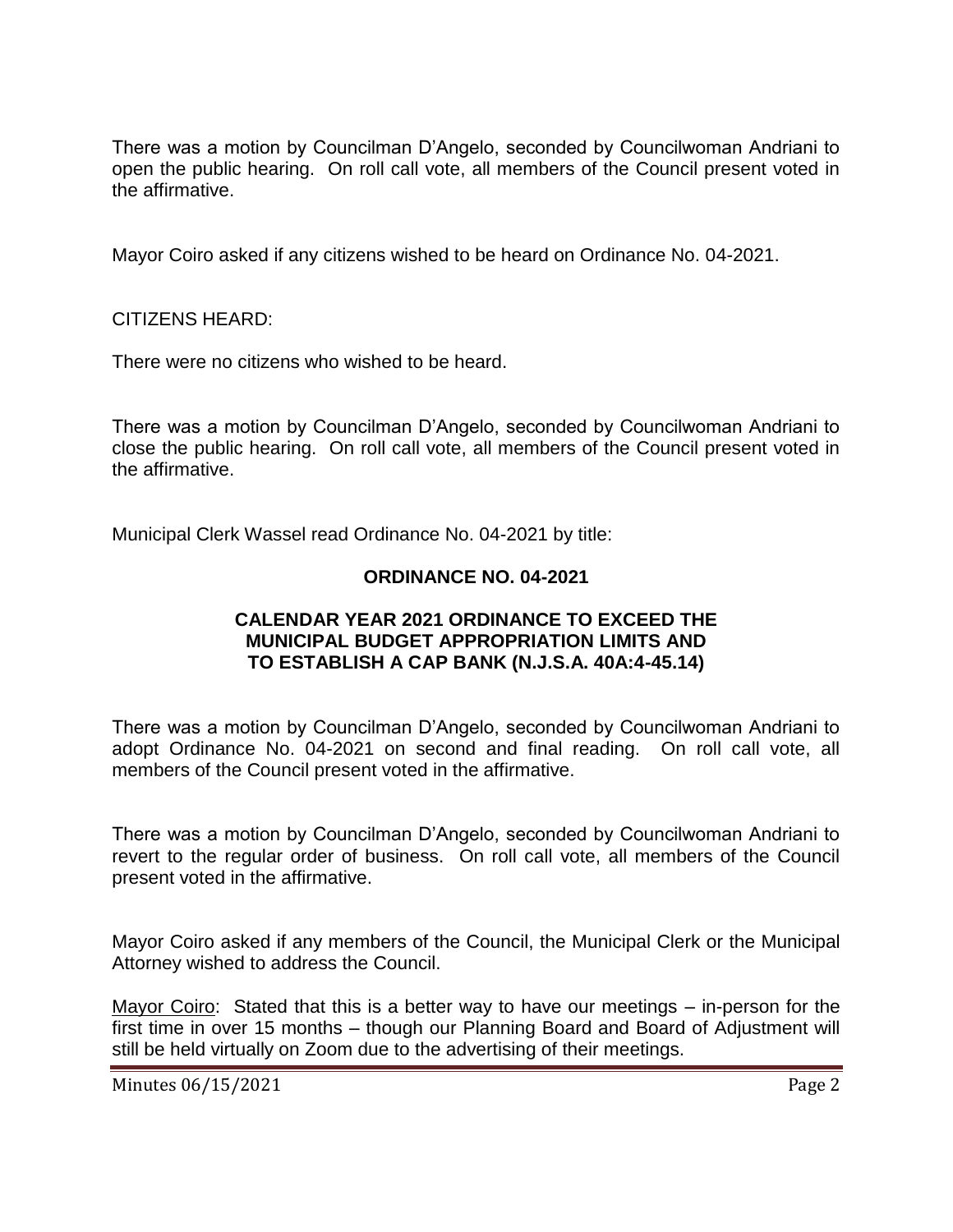There was a motion by Councilman D'Angelo, seconded by Councilwoman Andriani to open the public hearing. On roll call vote, all members of the Council present voted in the affirmative.

Mayor Coiro asked if any citizens wished to be heard on Ordinance No. 04-2021.

CITIZENS HEARD:

There were no citizens who wished to be heard.

There was a motion by Councilman D'Angelo, seconded by Councilwoman Andriani to close the public hearing. On roll call vote, all members of the Council present voted in the affirmative.

Municipal Clerk Wassel read Ordinance No. 04-2021 by title:

**ORDINANCE NO. 04-2021**

**CALENDAR YEAR 2021 ORDINANCE TO EXCEED THE MUNICIPAL BUDGET APPROPRIATION LIMITS AND TO ESTABLISH A CAP BANK (N.J.S.A. 40A:4-45.14)**

There was a motion by Councilman D'Angelo, seconded by Councilwoman Andriani to adopt Ordinance No. 04-2021 on second and final reading. On roll call vote, all members of the Council present voted in the affirmative.

There was a motion by Councilman D'Angelo, seconded by Councilwoman Andriani to revert to the regular order of business. On roll call vote, all members of the Council present voted in the affirmative.

Mayor Coiro asked if any members of the Council, the Municipal Clerk or the Municipal Attorney wished to address the Council.

Mayor Coiro: Stated that this is a better way to have our meetings – in-person for the first time in over 15 months – though our Planning Board and Board of Adjustment will still be held virtually on Zoom due to the advertising of their meetings.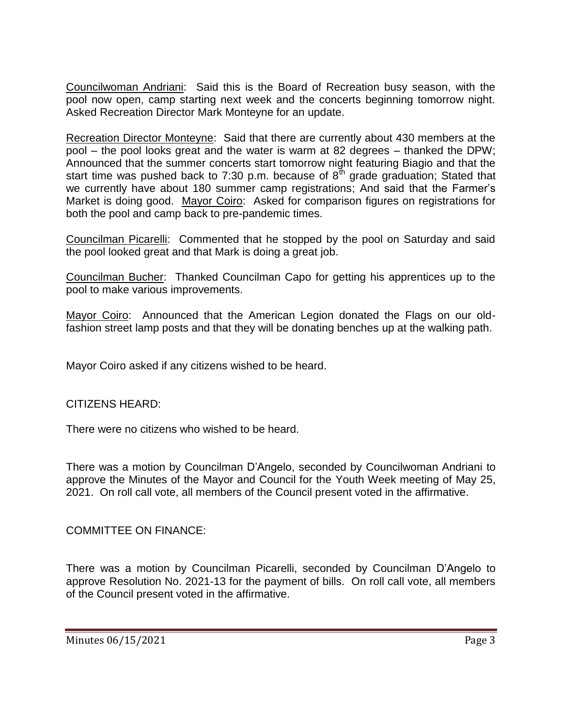Councilwoman Andriani: Said this is the Board of Recreation busy season, with the pool now open, camp starting next week and the concerts beginning tomorrow night. Asked Recreation Director Mark Monteyne for an update.

Recreation Director Monteyne: Said that there are currently about 430 members at the pool – the pool looks great and the water is warm at 82 degrees – thanked the DPW; Announced that the summer concerts start tomorrow night featuring Biagio and that the start time was pushed back to 7:30 p.m. because of 8th grade graduation; Stated that we currently have about 180 summer camp registrations; And said that the Farmer's Market is doing good. Mayor Coiro: Asked for comparison figures on registrations for both the pool and camp back to pre-pandemic times.

Councilman Picarelli: Commented that he stopped by the pool on Saturday and said the pool looked great and that Mark is doing a great job.

Councilman Bucher: Thanked Councilman Capo for getting his apprentices up to the pool to make various improvements.

Mayor Coiro: Announced that the American Legion donated the Flags on our old-fashion street lamp posts and that they will be donating benches up at the walking path.

Mayor Coiro asked if any citizens wished to be heard.

CITIZENS HEARD:

There were no citizens who wished to be heard.

There was a motion by Councilman D'Angelo, seconded by Councilwoman Andriani to approve the Minutes of the Mayor and Council for the Youth Week meeting of May 25, 2021. On roll call vote, all members of the Council present voted in the affirmative.

COMMITTEE ON FINANCE:

There was a motion by Councilman Picarelli, seconded by Councilman D'Angelo to approve Resolution No. 2021-13 for the payment of bills. On roll call vote, all members of the Council present voted in the affirmative.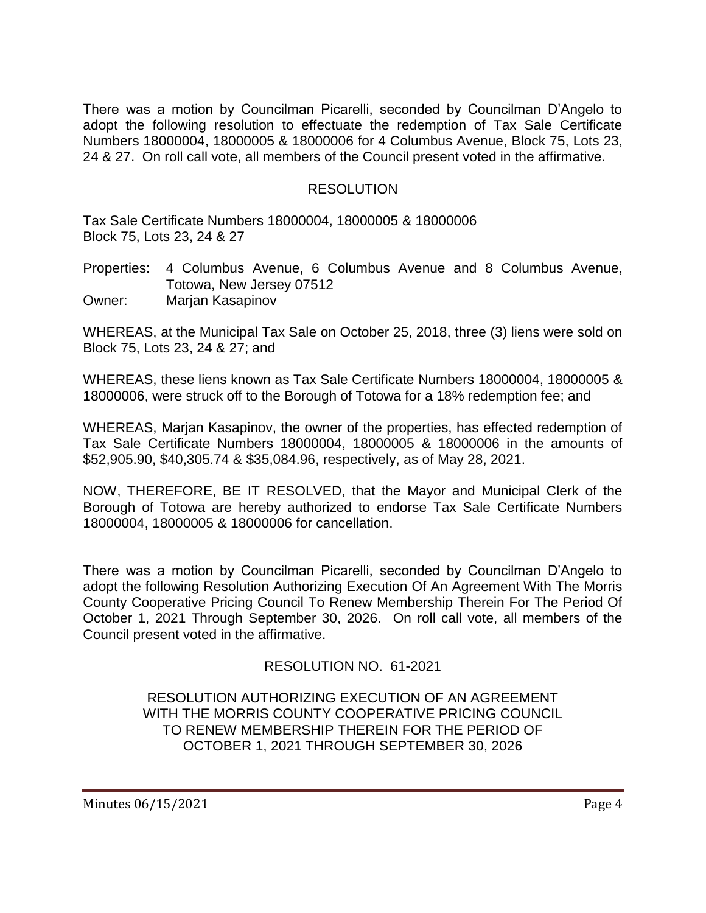There was a motion by Councilman Picarelli, seconded by Councilman D'Angelo to adopt the following resolution to effectuate the redemption of Tax Sale Certificate Numbers 18000004, 18000005 & 18000006 for 4 Columbus Avenue, Block 75, Lots 23, 24 & 27. On roll call vote, all members of the Council present voted in the affirmative.

## RESOLUTION

Tax Sale Certificate Numbers 18000004, 18000005 & 18000006
Block 75, Lots 23, 24 & 27

Properties: 4 Columbus Avenue, 6 Columbus Avenue and 8 Columbus Avenue, Totowa, New Jersey 07512
Owner: Marjan Kasapinov

WHEREAS, at the Municipal Tax Sale on October 25, 2018, three (3) liens were sold on Block 75, Lots 23, 24 & 27; and

WHEREAS, these liens known as Tax Sale Certificate Numbers 18000004, 18000005 & 18000006, were struck off to the Borough of Totowa for a 18% redemption fee; and

WHEREAS, Marjan Kasapinov, the owner of the properties, has effected redemption of Tax Sale Certificate Numbers 18000004, 18000005 & 18000006 in the amounts of $52,905.90, $40,305.74 & $35,084.96, respectively, as of May 28, 2021.

NOW, THEREFORE, BE IT RESOLVED, that the Mayor and Municipal Clerk of the Borough of Totowa are hereby authorized to endorse Tax Sale Certificate Numbers 18000004, 18000005 & 18000006 for cancellation.

There was a motion by Councilman Picarelli, seconded by Councilman D'Angelo to adopt the following Resolution Authorizing Execution Of An Agreement With The Morris County Cooperative Pricing Council To Renew Membership Therein For The Period Of October 1, 2021 Through September 30, 2026. On roll call vote, all members of the Council present voted in the affirmative.

## RESOLUTION NO. 61-2021

### RESOLUTION AUTHORIZING EXECUTION OF AN AGREEMENT WITH THE MORRIS COUNTY COOPERATIVE PRICING COUNCIL TO RENEW MEMBERSHIP THEREIN FOR THE PERIOD OF OCTOBER 1, 2021 THROUGH SEPTEMBER 30, 2026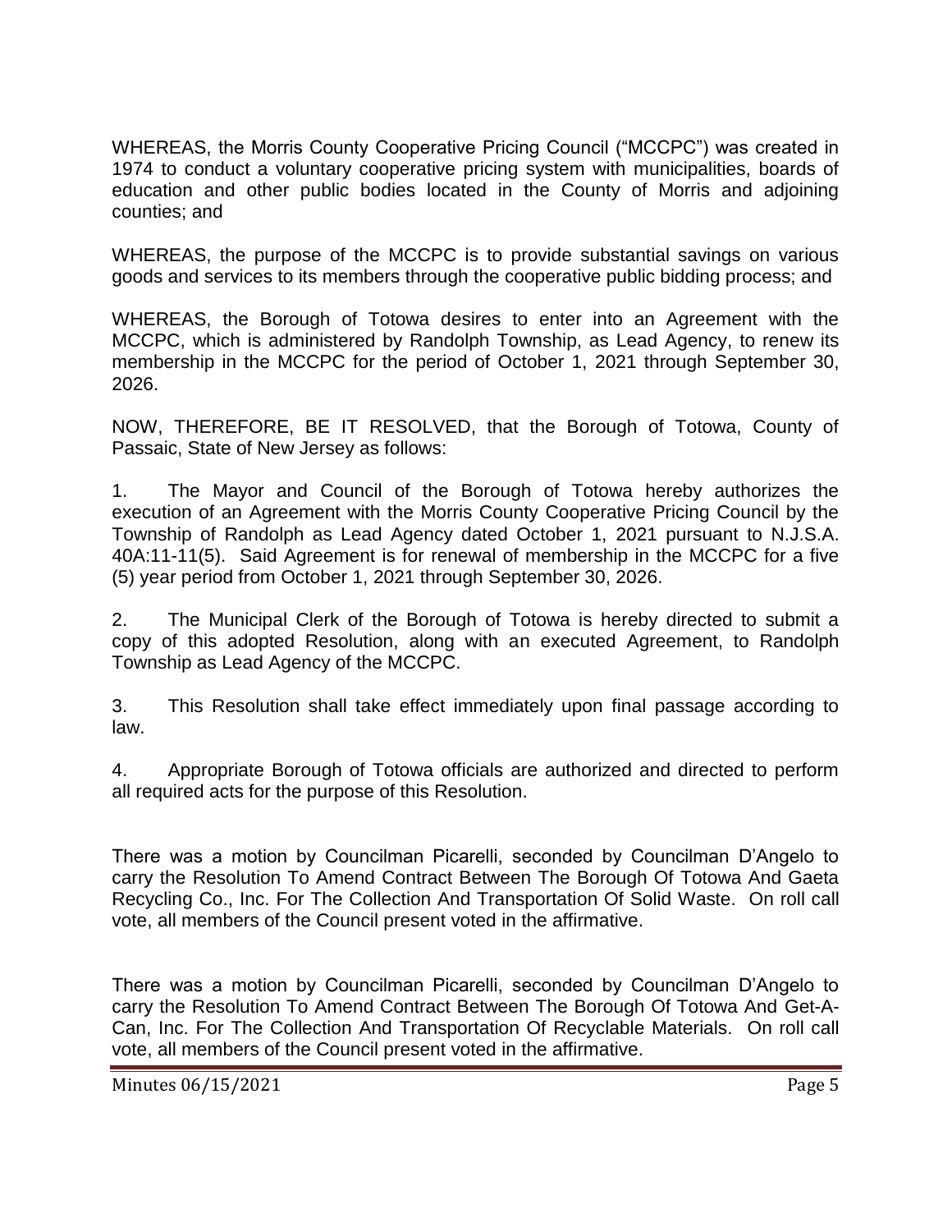WHEREAS, the Morris County Cooperative Pricing Council ("MCCPC") was created in 1974 to conduct a voluntary cooperative pricing system with municipalities, boards of education and other public bodies located in the County of Morris and adjoining counties; and

WHEREAS, the purpose of the MCCPC is to provide substantial savings on various goods and services to its members through the cooperative public bidding process; and

WHEREAS, the Borough of Totowa desires to enter into an Agreement with the MCCPC, which is administered by Randolph Township, as Lead Agency, to renew its membership in the MCCPC for the period of October 1, 2021 through September 30, 2026.

NOW, THEREFORE, BE IT RESOLVED, that the Borough of Totowa, County of Passaic, State of New Jersey as follows:

1. The Mayor and Council of the Borough of Totowa hereby authorizes the execution of an Agreement with the Morris County Cooperative Pricing Council by the Township of Randolph as Lead Agency dated October 1, 2021 pursuant to N.J.S.A. 40A:11-11(5). Said Agreement is for renewal of membership in the MCCPC for a five (5) year period from October 1, 2021 through September 30, 2026.

2. The Municipal Clerk of the Borough of Totowa is hereby directed to submit a copy of this adopted Resolution, along with an executed Agreement, to Randolph Township as Lead Agency of the MCCPC.

3. This Resolution shall take effect immediately upon final passage according to law.

4. Appropriate Borough of Totowa officials are authorized and directed to perform all required acts for the purpose of this Resolution.

There was a motion by Councilman Picarelli, seconded by Councilman D'Angelo to carry the Resolution To Amend Contract Between The Borough Of Totowa And Gaeta Recycling Co., Inc. For The Collection And Transportation Of Solid Waste. On roll call vote, all members of the Council present voted in the affirmative.

There was a motion by Councilman Picarelli, seconded by Councilman D'Angelo to carry the Resolution To Amend Contract Between The Borough Of Totowa And Get-A-Can, Inc. For The Collection And Transportation Of Recyclable Materials. On roll call vote, all members of the Council present voted in the affirmative.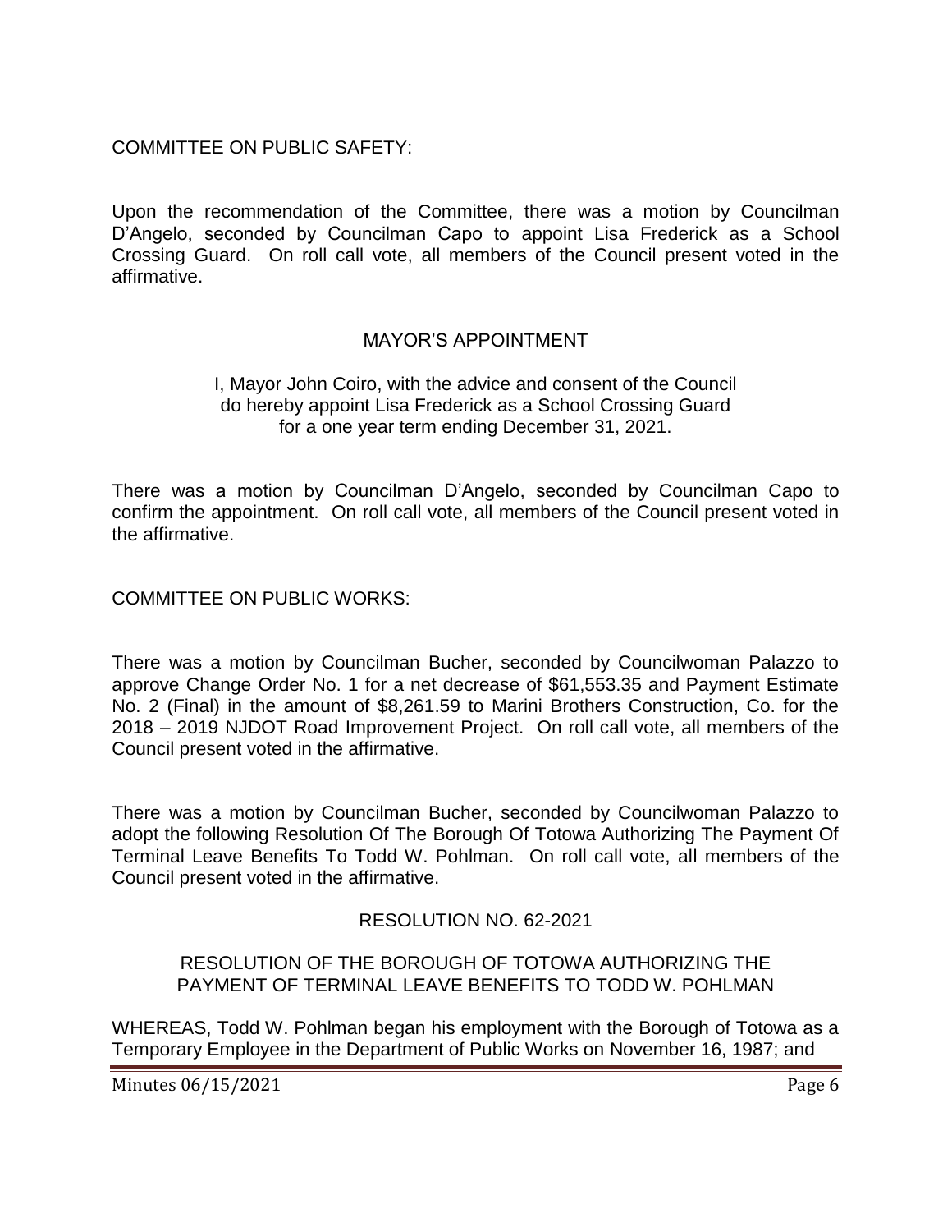COMMITTEE ON PUBLIC SAFETY:

Upon the recommendation of the Committee, there was a motion by Councilman D'Angelo, seconded by Councilman Capo to appoint Lisa Frederick as a School Crossing Guard. On roll call vote, all members of the Council present voted in the affirmative.

## MAYOR'S APPOINTMENT

I, Mayor John Coiro, with the advice and consent of the Council do hereby appoint Lisa Frederick as a School Crossing Guard for a one year term ending December 31, 2021.

There was a motion by Councilman D'Angelo, seconded by Councilman Capo to confirm the appointment. On roll call vote, all members of the Council present voted in the affirmative.

COMMITTEE ON PUBLIC WORKS:

There was a motion by Councilman Bucher, seconded by Councilwoman Palazzo to approve Change Order No. 1 for a net decrease of $61,553.35 and Payment Estimate No. 2 (Final) in the amount of $8,261.59 to Marini Brothers Construction, Co. for the 2018 – 2019 NJDOT Road Improvement Project. On roll call vote, all members of the Council present voted in the affirmative.

There was a motion by Councilman Bucher, seconded by Councilwoman Palazzo to adopt the following Resolution Of The Borough Of Totowa Authorizing The Payment Of Terminal Leave Benefits To Todd W. Pohlman. On roll call vote, all members of the Council present voted in the affirmative.

## RESOLUTION NO. 62-2021

### RESOLUTION OF THE BOROUGH OF TOTOWA AUTHORIZING THE PAYMENT OF TERMINAL LEAVE BENEFITS TO TODD W. POHLMAN

WHEREAS, Todd W. Pohlman began his employment with the Borough of Totowa as a Temporary Employee in the Department of Public Works on November 16, 1987; and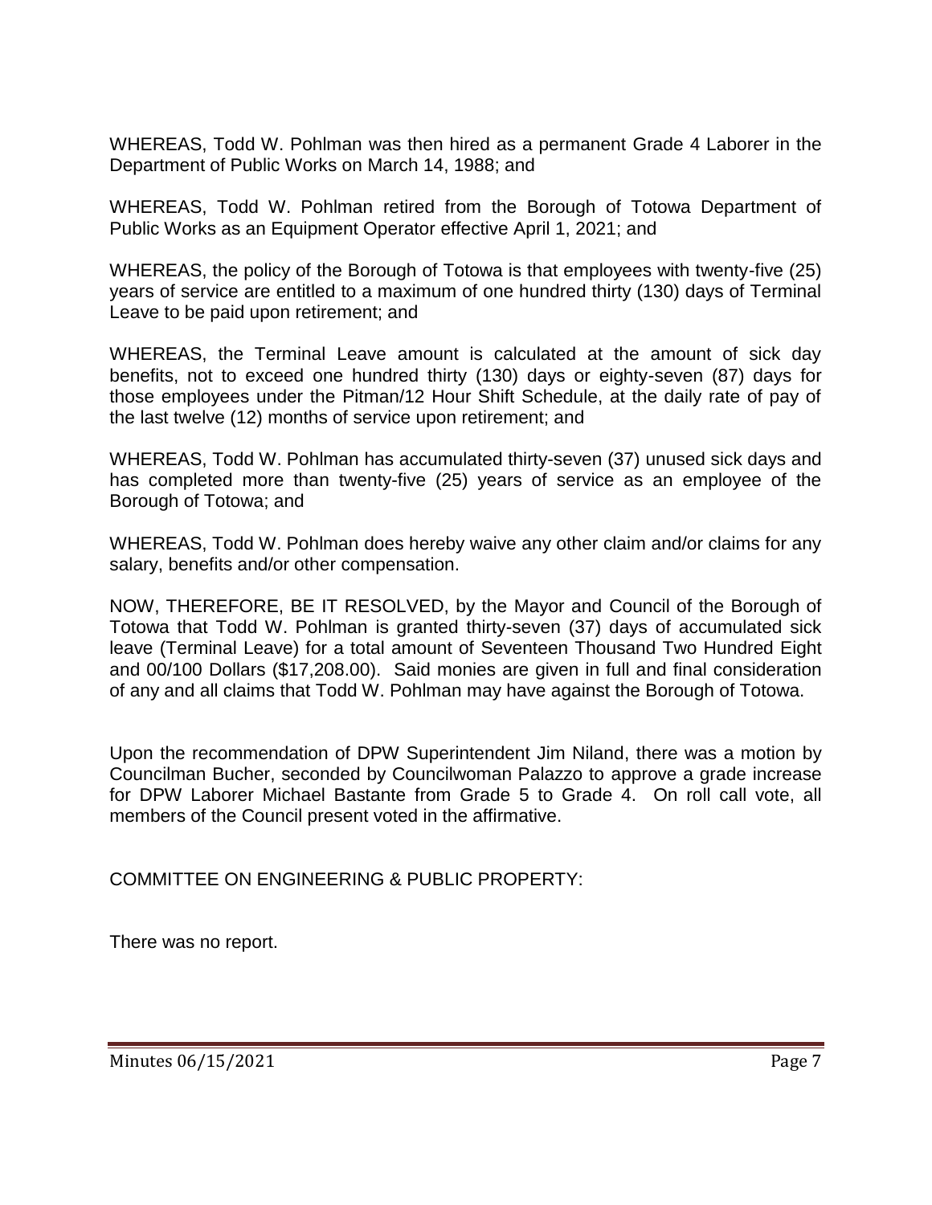WHEREAS, Todd W. Pohlman was then hired as a permanent Grade 4 Laborer in the Department of Public Works on March 14, 1988; and

WHEREAS, Todd W. Pohlman retired from the Borough of Totowa Department of Public Works as an Equipment Operator effective April 1, 2021; and

WHEREAS, the policy of the Borough of Totowa is that employees with twenty-five (25) years of service are entitled to a maximum of one hundred thirty (130) days of Terminal Leave to be paid upon retirement; and

WHEREAS, the Terminal Leave amount is calculated at the amount of sick day benefits, not to exceed one hundred thirty (130) days or eighty-seven (87) days for those employees under the Pitman/12 Hour Shift Schedule, at the daily rate of pay of the last twelve (12) months of service upon retirement; and

WHEREAS, Todd W. Pohlman has accumulated thirty-seven (37) unused sick days and has completed more than twenty-five (25) years of service as an employee of the Borough of Totowa; and

WHEREAS, Todd W. Pohlman does hereby waive any other claim and/or claims for any salary, benefits and/or other compensation.

NOW, THEREFORE, BE IT RESOLVED, by the Mayor and Council of the Borough of Totowa that Todd W. Pohlman is granted thirty-seven (37) days of accumulated sick leave (Terminal Leave) for a total amount of Seventeen Thousand Two Hundred Eight and 00/100 Dollars ($17,208.00). Said monies are given in full and final consideration of any and all claims that Todd W. Pohlman may have against the Borough of Totowa.

Upon the recommendation of DPW Superintendent Jim Niland, there was a motion by Councilman Bucher, seconded by Councilwoman Palazzo to approve a grade increase for DPW Laborer Michael Bastante from Grade 5 to Grade 4. On roll call vote, all members of the Council present voted in the affirmative.

COMMITTEE ON ENGINEERING & PUBLIC PROPERTY:

There was no report.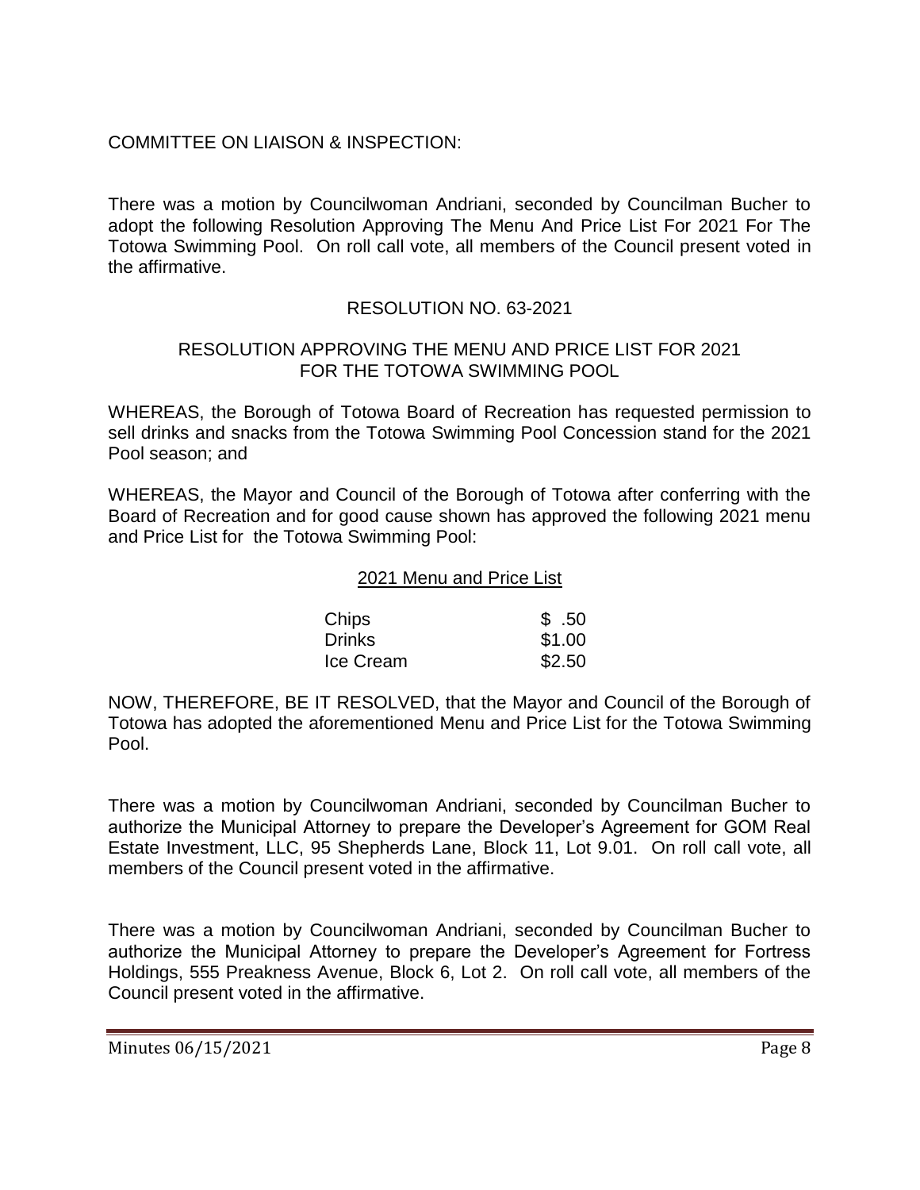COMMITTEE ON LIAISON & INSPECTION:

There was a motion by Councilwoman Andriani, seconded by Councilman Bucher to adopt the following Resolution Approving The Menu And Price List For 2021 For The Totowa Swimming Pool. On roll call vote, all members of the Council present voted in the affirmative.

RESOLUTION NO. 63-2021

RESOLUTION APPROVING THE MENU AND PRICE LIST FOR 2021 FOR THE TOTOWA SWIMMING POOL

WHEREAS, the Borough of Totowa Board of Recreation has requested permission to sell drinks and snacks from the Totowa Swimming Pool Concession stand for the 2021 Pool season; and

WHEREAS, the Mayor and Council of the Borough of Totowa after conferring with the Board of Recreation and for good cause shown has approved the following 2021 menu and Price List for the Totowa Swimming Pool:

2021 Menu and Price List

| Item | Price |
|---|---|
| Chips | $ .50 |
| Drinks | $1.00 |
| Ice Cream | $2.50 |

NOW, THEREFORE, BE IT RESOLVED, that the Mayor and Council of the Borough of Totowa has adopted the aforementioned Menu and Price List for the Totowa Swimming Pool.

There was a motion by Councilwoman Andriani, seconded by Councilman Bucher to authorize the Municipal Attorney to prepare the Developer's Agreement for GOM Real Estate Investment, LLC, 95 Shepherds Lane, Block 11, Lot 9.01. On roll call vote, all members of the Council present voted in the affirmative.

There was a motion by Councilwoman Andriani, seconded by Councilman Bucher to authorize the Municipal Attorney to prepare the Developer's Agreement for Fortress Holdings, 555 Preakness Avenue, Block 6, Lot 2. On roll call vote, all members of the Council present voted in the affirmative.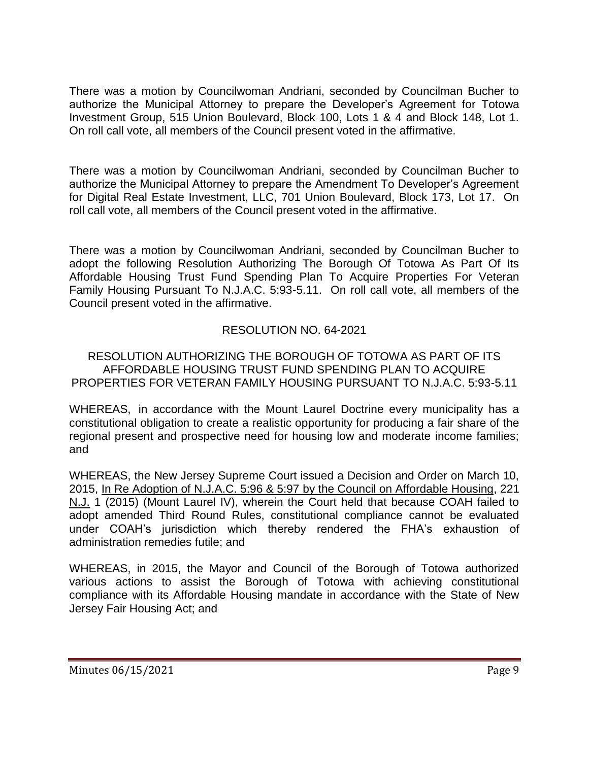There was a motion by Councilwoman Andriani, seconded by Councilman Bucher to authorize the Municipal Attorney to prepare the Developer's Agreement for Totowa Investment Group, 515 Union Boulevard, Block 100, Lots 1 & 4 and Block 148, Lot 1. On roll call vote, all members of the Council present voted in the affirmative.

There was a motion by Councilwoman Andriani, seconded by Councilman Bucher to authorize the Municipal Attorney to prepare the Amendment To Developer's Agreement for Digital Real Estate Investment, LLC, 701 Union Boulevard, Block 173, Lot 17. On roll call vote, all members of the Council present voted in the affirmative.

There was a motion by Councilwoman Andriani, seconded by Councilman Bucher to adopt the following Resolution Authorizing The Borough Of Totowa As Part Of Its Affordable Housing Trust Fund Spending Plan To Acquire Properties For Veteran Family Housing Pursuant To N.J.A.C. 5:93-5.11. On roll call vote, all members of the Council present voted in the affirmative.

RESOLUTION NO. 64-2021

RESOLUTION AUTHORIZING THE BOROUGH OF TOTOWA AS PART OF ITS AFFORDABLE HOUSING TRUST FUND SPENDING PLAN TO ACQUIRE PROPERTIES FOR VETERAN FAMILY HOUSING PURSUANT TO N.J.A.C. 5:93-5.11

WHEREAS, in accordance with the Mount Laurel Doctrine every municipality has a constitutional obligation to create a realistic opportunity for producing a fair share of the regional present and prospective need for housing low and moderate income families; and

WHEREAS, the New Jersey Supreme Court issued a Decision and Order on March 10, 2015, In Re Adoption of N.J.A.C. 5:96 & 5:97 by the Council on Affordable Housing, 221 N.J. 1 (2015) (Mount Laurel IV), wherein the Court held that because COAH failed to adopt amended Third Round Rules, constitutional compliance cannot be evaluated under COAH's jurisdiction which thereby rendered the FHA's exhaustion of administration remedies futile; and

WHEREAS, in 2015, the Mayor and Council of the Borough of Totowa authorized various actions to assist the Borough of Totowa with achieving constitutional compliance with its Affordable Housing mandate in accordance with the State of New Jersey Fair Housing Act; and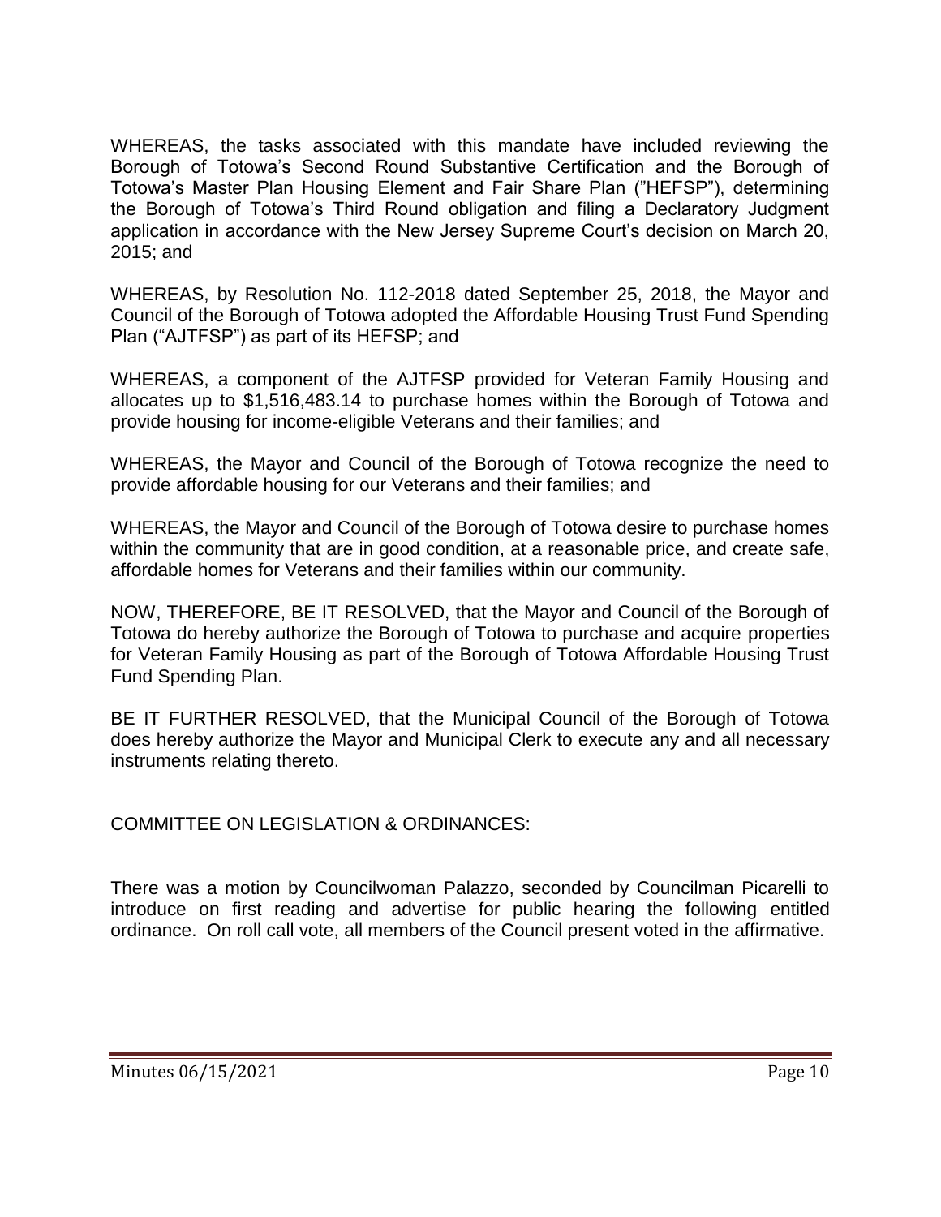WHEREAS, the tasks associated with this mandate have included reviewing the Borough of Totowa's Second Round Substantive Certification and the Borough of Totowa's Master Plan Housing Element and Fair Share Plan ("HEFSP"), determining the Borough of Totowa's Third Round obligation and filing a Declaratory Judgment application in accordance with the New Jersey Supreme Court's decision on March 20, 2015; and

WHEREAS, by Resolution No. 112-2018 dated September 25, 2018, the Mayor and Council of the Borough of Totowa adopted the Affordable Housing Trust Fund Spending Plan ("AJTFSP") as part of its HEFSP; and

WHEREAS, a component of the AJTFSP provided for Veteran Family Housing and allocates up to $1,516,483.14 to purchase homes within the Borough of Totowa and provide housing for income-eligible Veterans and their families; and

WHEREAS, the Mayor and Council of the Borough of Totowa recognize the need to provide affordable housing for our Veterans and their families; and

WHEREAS, the Mayor and Council of the Borough of Totowa desire to purchase homes within the community that are in good condition, at a reasonable price, and create safe, affordable homes for Veterans and their families within our community.

NOW, THEREFORE, BE IT RESOLVED, that the Mayor and Council of the Borough of Totowa do hereby authorize the Borough of Totowa to purchase and acquire properties for Veteran Family Housing as part of the Borough of Totowa Affordable Housing Trust Fund Spending Plan.

BE IT FURTHER RESOLVED, that the Municipal Council of the Borough of Totowa does hereby authorize the Mayor and Municipal Clerk to execute any and all necessary instruments relating thereto.

COMMITTEE ON LEGISLATION & ORDINANCES:

There was a motion by Councilwoman Palazzo, seconded by Councilman Picarelli to introduce on first reading and advertise for public hearing the following entitled ordinance. On roll call vote, all members of the Council present voted in the affirmative.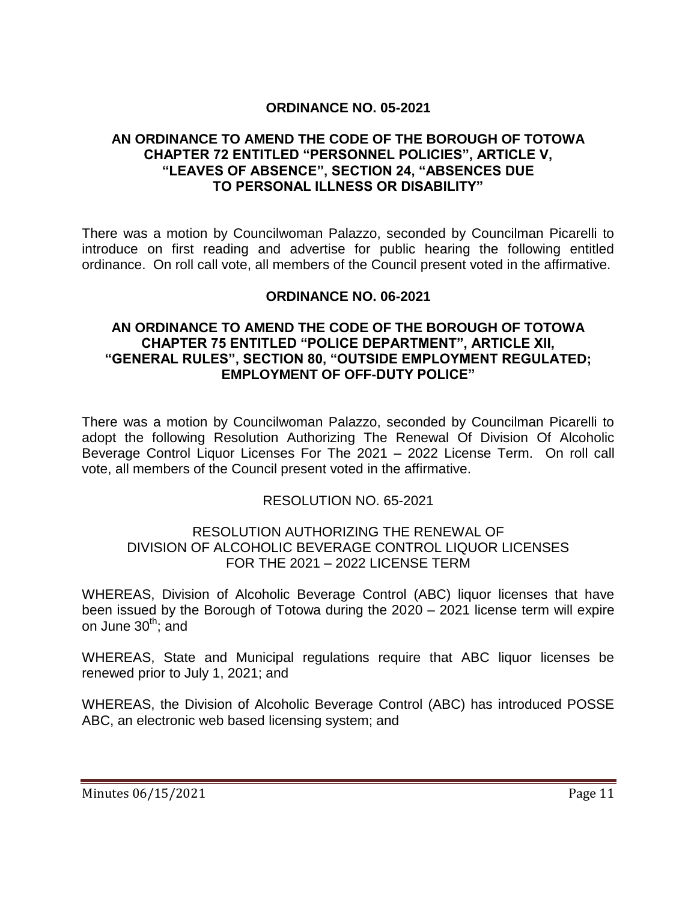**ORDINANCE NO. 05-2021**

**AN ORDINANCE TO AMEND THE CODE OF THE BOROUGH OF TOTOWA CHAPTER 72 ENTITLED "PERSONNEL POLICIES", ARTICLE V, "LEAVES OF ABSENCE", SECTION 24, "ABSENCES DUE TO PERSONAL ILLNESS OR DISABILITY"**

There was a motion by Councilwoman Palazzo, seconded by Councilman Picarelli to introduce on first reading and advertise for public hearing the following entitled ordinance. On roll call vote, all members of the Council present voted in the affirmative.

**ORDINANCE NO. 06-2021**

**AN ORDINANCE TO AMEND THE CODE OF THE BOROUGH OF TOTOWA CHAPTER 75 ENTITLED "POLICE DEPARTMENT", ARTICLE XII, "GENERAL RULES", SECTION 80, "OUTSIDE EMPLOYMENT REGULATED; EMPLOYMENT OF OFF-DUTY POLICE"**

There was a motion by Councilwoman Palazzo, seconded by Councilman Picarelli to adopt the following Resolution Authorizing The Renewal Of Division Of Alcoholic Beverage Control Liquor Licenses For The 2021 – 2022 License Term. On roll call vote, all members of the Council present voted in the affirmative.

RESOLUTION NO. 65-2021

RESOLUTION AUTHORIZING THE RENEWAL OF DIVISION OF ALCOHOLIC BEVERAGE CONTROL LIQUOR LICENSES FOR THE 2021 – 2022 LICENSE TERM

WHEREAS, Division of Alcoholic Beverage Control (ABC) liquor licenses that have been issued by the Borough of Totowa during the 2020 – 2021 license term will expire on June 30th; and

WHEREAS, State and Municipal regulations require that ABC liquor licenses be renewed prior to July 1, 2021; and

WHEREAS, the Division of Alcoholic Beverage Control (ABC) has introduced POSSE ABC, an electronic web based licensing system; and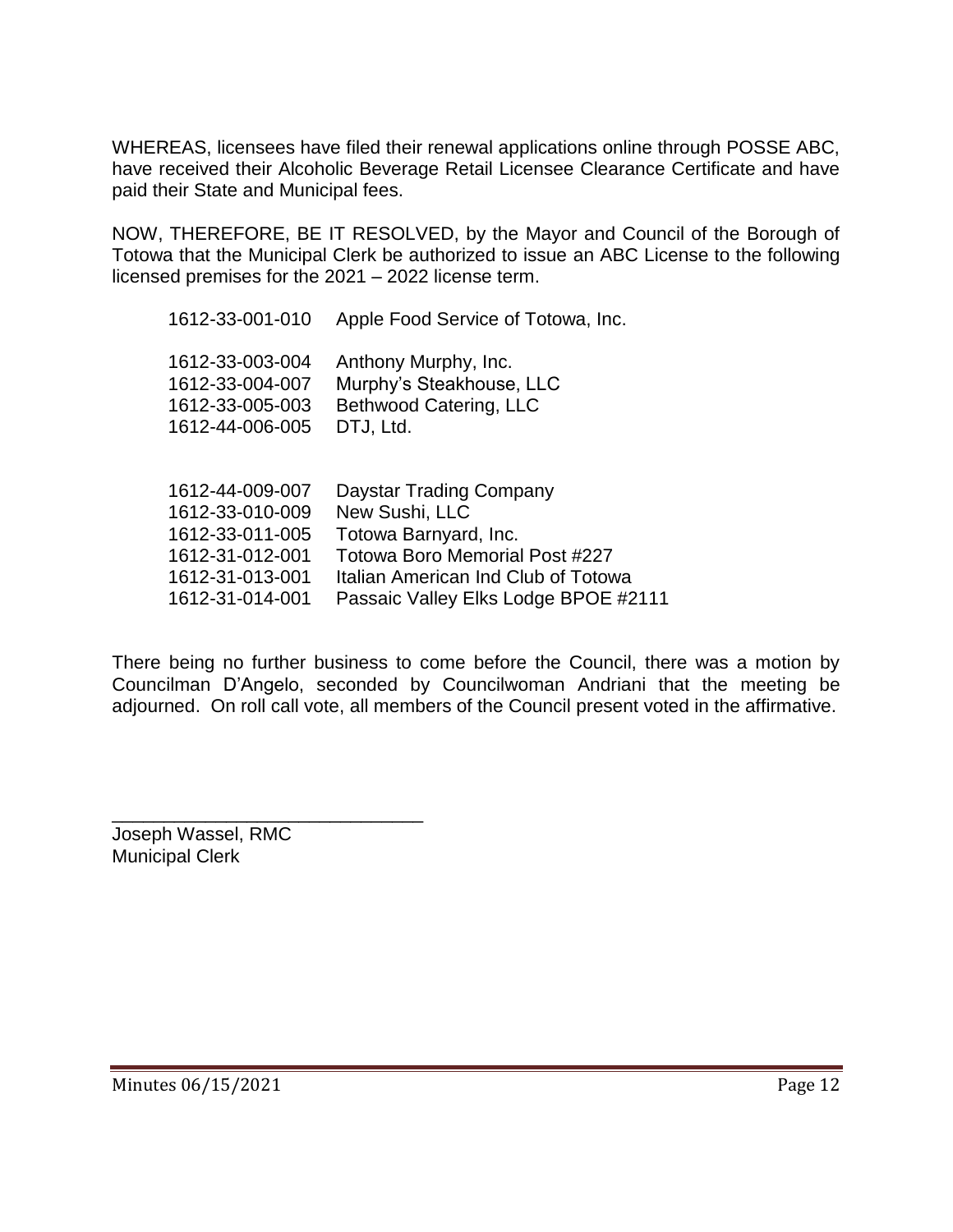WHEREAS, licensees have filed their renewal applications online through POSSE ABC, have received their Alcoholic Beverage Retail Licensee Clearance Certificate and have paid their State and Municipal fees.

NOW, THEREFORE, BE IT RESOLVED, by the Mayor and Council of the Borough of Totowa that the Municipal Clerk be authorized to issue an ABC License to the following licensed premises for the 2021 – 2022 license term.

| | |
|---|---|
| 1612-33-001-010 | Apple Food Service of Totowa, Inc. |
| 1612-33-003-004 | Anthony Murphy, Inc. |
| 1612-33-004-007 | Murphy's Steakhouse, LLC |
| 1612-33-005-003 | Bethwood Catering, LLC |
| 1612-44-006-005 | DTJ, Ltd. |
| 1612-44-009-007 | Daystar Trading Company |
| 1612-33-010-009 | New Sushi, LLC |
| 1612-33-011-005 | Totowa Barnyard, Inc. |
| 1612-31-012-001 | Totowa Boro Memorial Post #227 |
| 1612-31-013-001 | Italian American Ind Club of Totowa |
| 1612-31-014-001 | Passaic Valley Elks Lodge BPOE #2111 |

There being no further business to come before the Council, there was a motion by Councilman D'Angelo, seconded by Councilwoman Andriani that the meeting be adjourned. On roll call vote, all members of the Council present voted in the affirmative.

\_\_\_\_\_\_\_\_\_\_\_\_\_\_\_\_\_\_\_\_\_\_\_\_\_\_\_\_\_\_

Joseph Wassel, RMC
Municipal Clerk